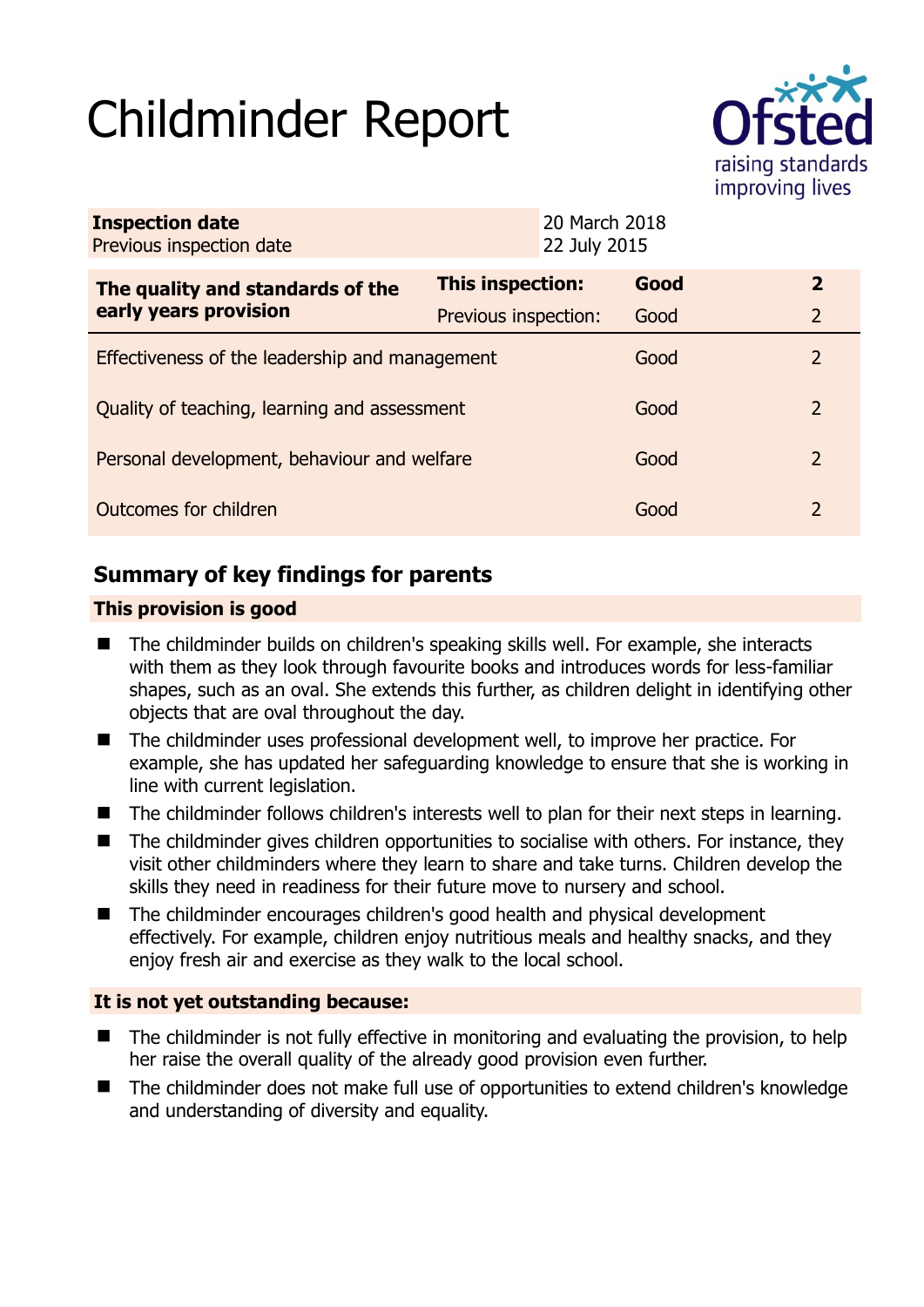# Childminder Report

Ofsted raising standards improving lives

| **Inspection date** | 20 March 2018 |
|---|---|
| Previous inspection date | 22 July 2015 |

| **The quality and standards of the early years provision** | **This inspection:** | **Good** | **2** |
|---|---|---|---|
| | Previous inspection: | Good | 2 |
| Effectiveness of the leadership and management | | Good | 2 |
| Quality of teaching, learning and assessment | | Good | 2 |
| Personal development, behaviour and welfare | | Good | 2 |
| Outcomes for children | | Good | 2 |

## Summary of key findings for parents

### This provision is good

- The childminder builds on children's speaking skills well. For example, she interacts with them as they look through favourite books and introduces words for less-familiar shapes, such as an oval. She extends this further, as children delight in identifying other objects that are oval throughout the day.
- The childminder uses professional development well, to improve her practice. For example, she has updated her safeguarding knowledge to ensure that she is working in line with current legislation.
- The childminder follows children's interests well to plan for their next steps in learning.
- The childminder gives children opportunities to socialise with others. For instance, they visit other childminders where they learn to share and take turns. Children develop the skills they need in readiness for their future move to nursery and school.
- The childminder encourages children's good health and physical development effectively. For example, children enjoy nutritious meals and healthy snacks, and they enjoy fresh air and exercise as they walk to the local school.

### It is not yet outstanding because:

- The childminder is not fully effective in monitoring and evaluating the provision, to help her raise the overall quality of the already good provision even further.
- The childminder does not make full use of opportunities to extend children's knowledge and understanding of diversity and equality.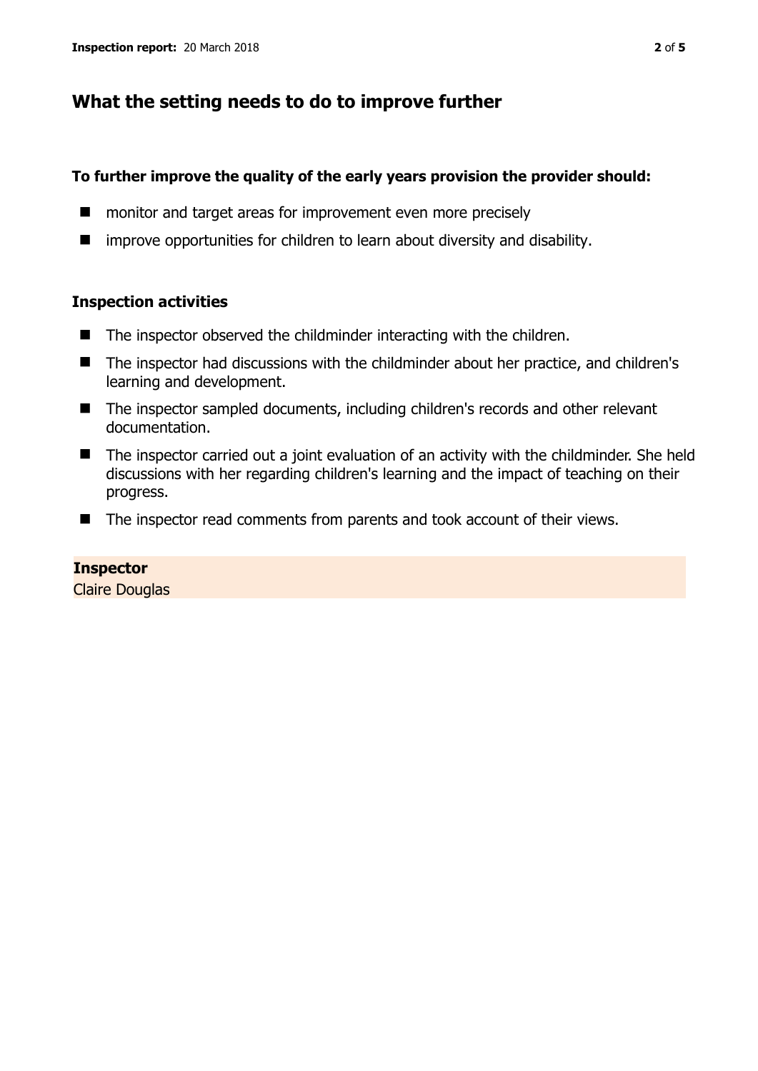## What the setting needs to do to improve further

**To further improve the quality of the early years provision the provider should:**

- monitor and target areas for improvement even more precisely
- improve opportunities for children to learn about diversity and disability.

### Inspection activities

- The inspector observed the childminder interacting with the children.
- The inspector had discussions with the childminder about her practice, and children's learning and development.
- The inspector sampled documents, including children's records and other relevant documentation.
- The inspector carried out a joint evaluation of an activity with the childminder. She held discussions with her regarding children's learning and the impact of teaching on their progress.
- The inspector read comments from parents and took account of their views.

**Inspector**
Claire Douglas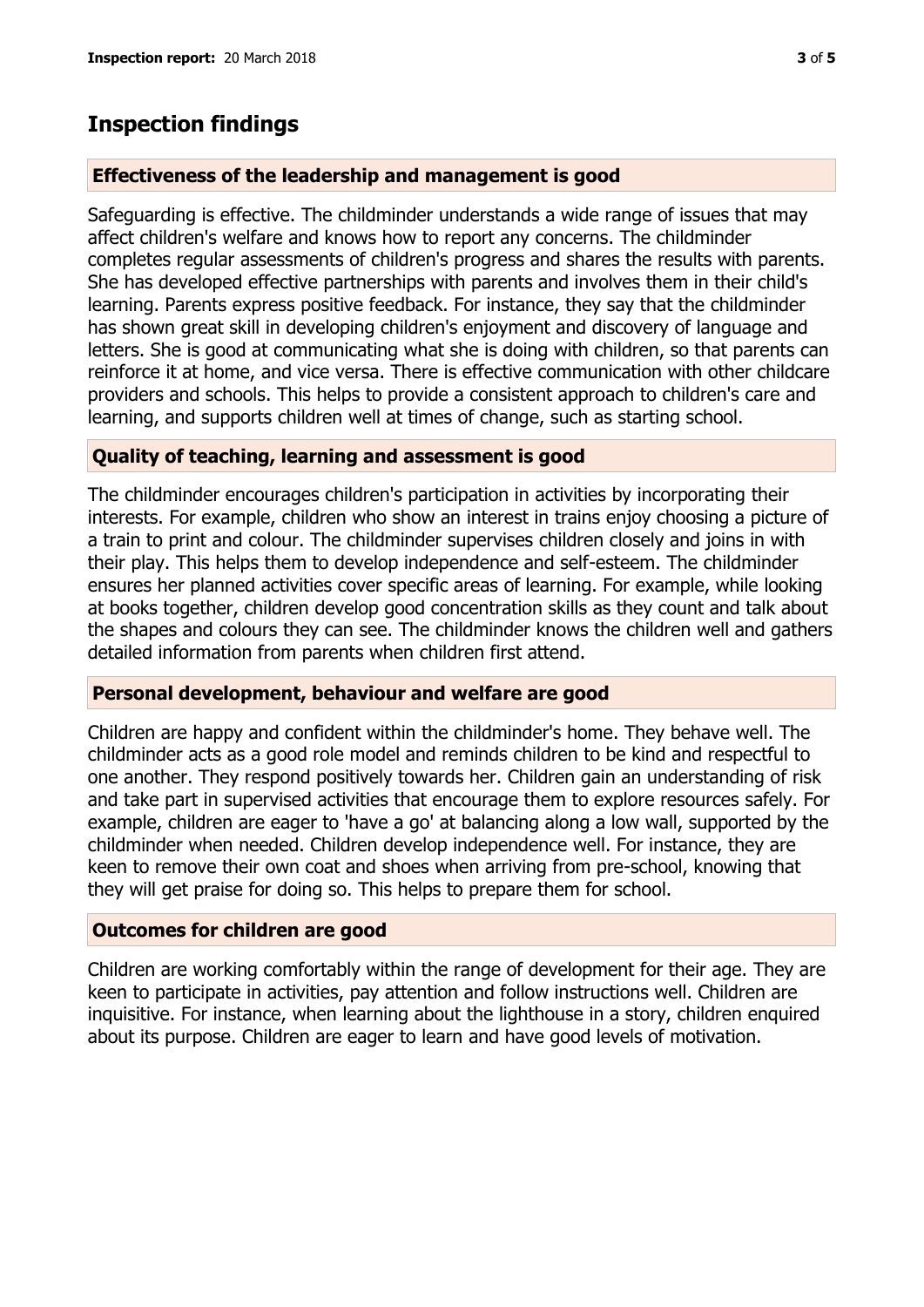## Inspection findings

### Effectiveness of the leadership and management is good

Safeguarding is effective. The childminder understands a wide range of issues that may affect children's welfare and knows how to report any concerns. The childminder completes regular assessments of children's progress and shares the results with parents. She has developed effective partnerships with parents and involves them in their child's learning. Parents express positive feedback. For instance, they say that the childminder has shown great skill in developing children's enjoyment and discovery of language and letters. She is good at communicating what she is doing with children, so that parents can reinforce it at home, and vice versa. There is effective communication with other childcare providers and schools. This helps to provide a consistent approach to children's care and learning, and supports children well at times of change, such as starting school.

### Quality of teaching, learning and assessment is good

The childminder encourages children's participation in activities by incorporating their interests. For example, children who show an interest in trains enjoy choosing a picture of a train to print and colour. The childminder supervises children closely and joins in with their play. This helps them to develop independence and self-esteem. The childminder ensures her planned activities cover specific areas of learning. For example, while looking at books together, children develop good concentration skills as they count and talk about the shapes and colours they can see. The childminder knows the children well and gathers detailed information from parents when children first attend.

### Personal development, behaviour and welfare are good

Children are happy and confident within the childminder's home. They behave well. The childminder acts as a good role model and reminds children to be kind and respectful to one another. They respond positively towards her. Children gain an understanding of risk and take part in supervised activities that encourage them to explore resources safely. For example, children are eager to 'have a go' at balancing along a low wall, supported by the childminder when needed. Children develop independence well. For instance, they are keen to remove their own coat and shoes when arriving from pre-school, knowing that they will get praise for doing so. This helps to prepare them for school.

### Outcomes for children are good

Children are working comfortably within the range of development for their age. They are keen to participate in activities, pay attention and follow instructions well. Children are inquisitive. For instance, when learning about the lighthouse in a story, children enquired about its purpose. Children are eager to learn and have good levels of motivation.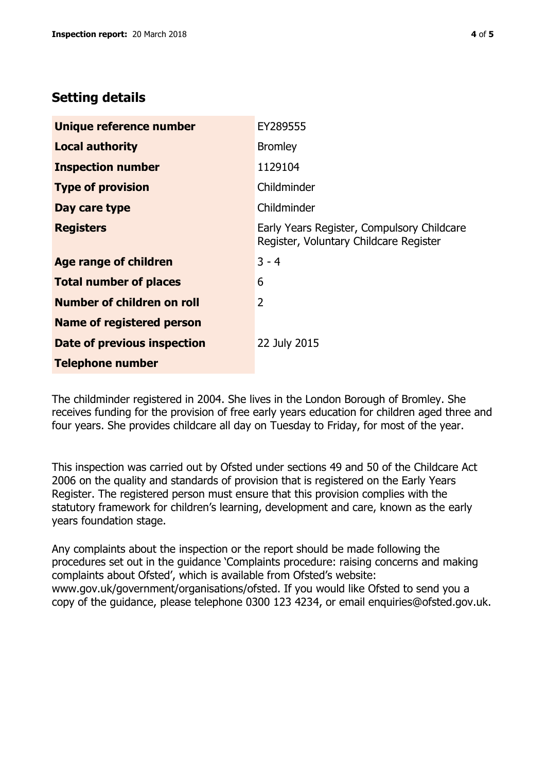## Setting details

| | |
|---|---|
| **Unique reference number** | EY289555 |
| **Local authority** | Bromley |
| **Inspection number** | 1129104 |
| **Type of provision** | Childminder |
| **Day care type** | Childminder |
| **Registers** | Early Years Register, Compulsory Childcare Register, Voluntary Childcare Register |
| **Age range of children** | 3 - 4 |
| **Total number of places** | 6 |
| **Number of children on roll** | 2 |
| **Name of registered person** | |
| **Date of previous inspection** | 22 July 2015 |
| **Telephone number** | |

The childminder registered in 2004. She lives in the London Borough of Bromley. She receives funding for the provision of free early years education for children aged three and four years. She provides childcare all day on Tuesday to Friday, for most of the year.

This inspection was carried out by Ofsted under sections 49 and 50 of the Childcare Act 2006 on the quality and standards of provision that is registered on the Early Years Register. The registered person must ensure that this provision complies with the statutory framework for children's learning, development and care, known as the early years foundation stage.

Any complaints about the inspection or the report should be made following the procedures set out in the guidance 'Complaints procedure: raising concerns and making complaints about Ofsted', which is available from Ofsted's website: www.gov.uk/government/organisations/ofsted. If you would like Ofsted to send you a copy of the guidance, please telephone 0300 123 4234, or email enquiries@ofsted.gov.uk.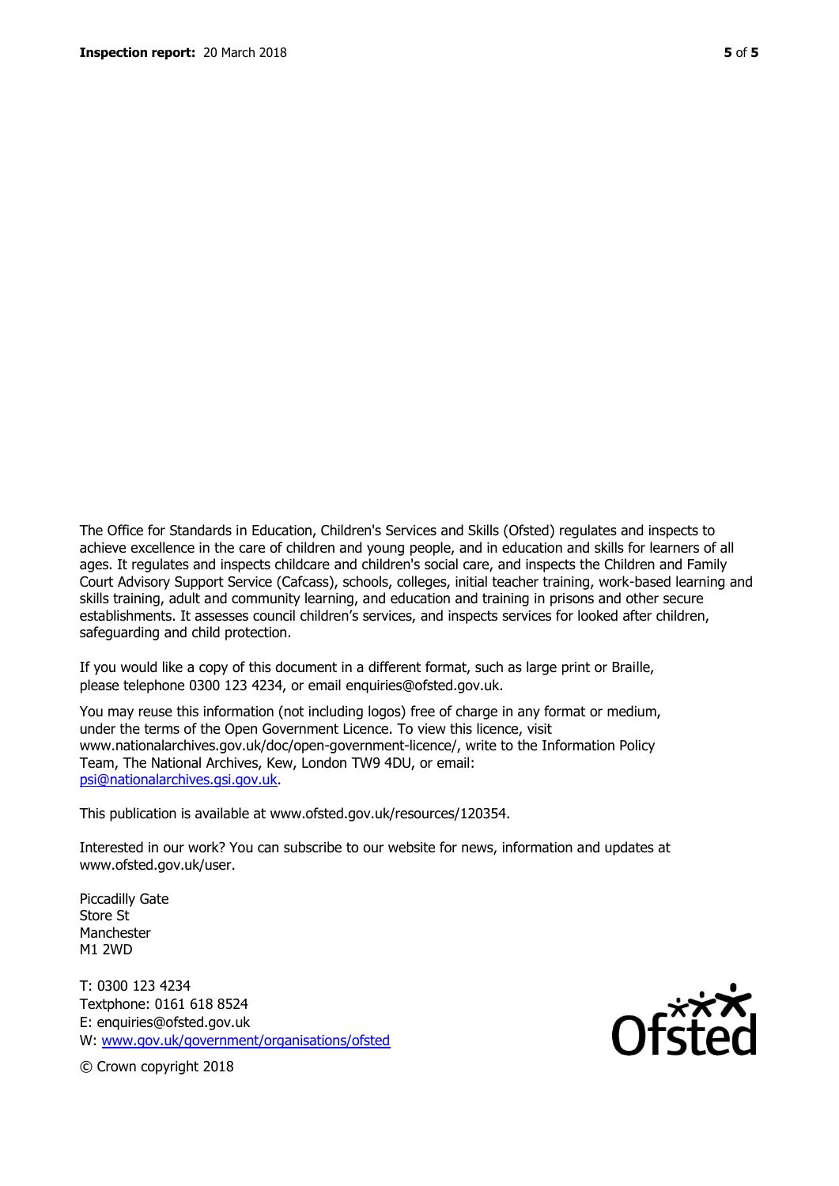The Office for Standards in Education, Children's Services and Skills (Ofsted) regulates and inspects to achieve excellence in the care of children and young people, and in education and skills for learners of all ages. It regulates and inspects childcare and children's social care, and inspects the Children and Family Court Advisory Support Service (Cafcass), schools, colleges, initial teacher training, work-based learning and skills training, adult and community learning, and education and training in prisons and other secure establishments. It assesses council children's services, and inspects services for looked after children, safeguarding and child protection.

If you would like a copy of this document in a different format, such as large print or Braille, please telephone 0300 123 4234, or email enquiries@ofsted.gov.uk.

You may reuse this information (not including logos) free of charge in any format or medium, under the terms of the Open Government Licence. To view this licence, visit www.nationalarchives.gov.uk/doc/open-government-licence/, write to the Information Policy Team, The National Archives, Kew, London TW9 4DU, or email: psi@nationalarchives.gsi.gov.uk.

This publication is available at www.ofsted.gov.uk/resources/120354.

Interested in our work? You can subscribe to our website for news, information and updates at www.ofsted.gov.uk/user.

Piccadilly Gate
Store St
Manchester
M1 2WD

T: 0300 123 4234
Textphone: 0161 618 8524
E: enquiries@ofsted.gov.uk
W: www.gov.uk/government/organisations/ofsted

© Crown copyright 2018